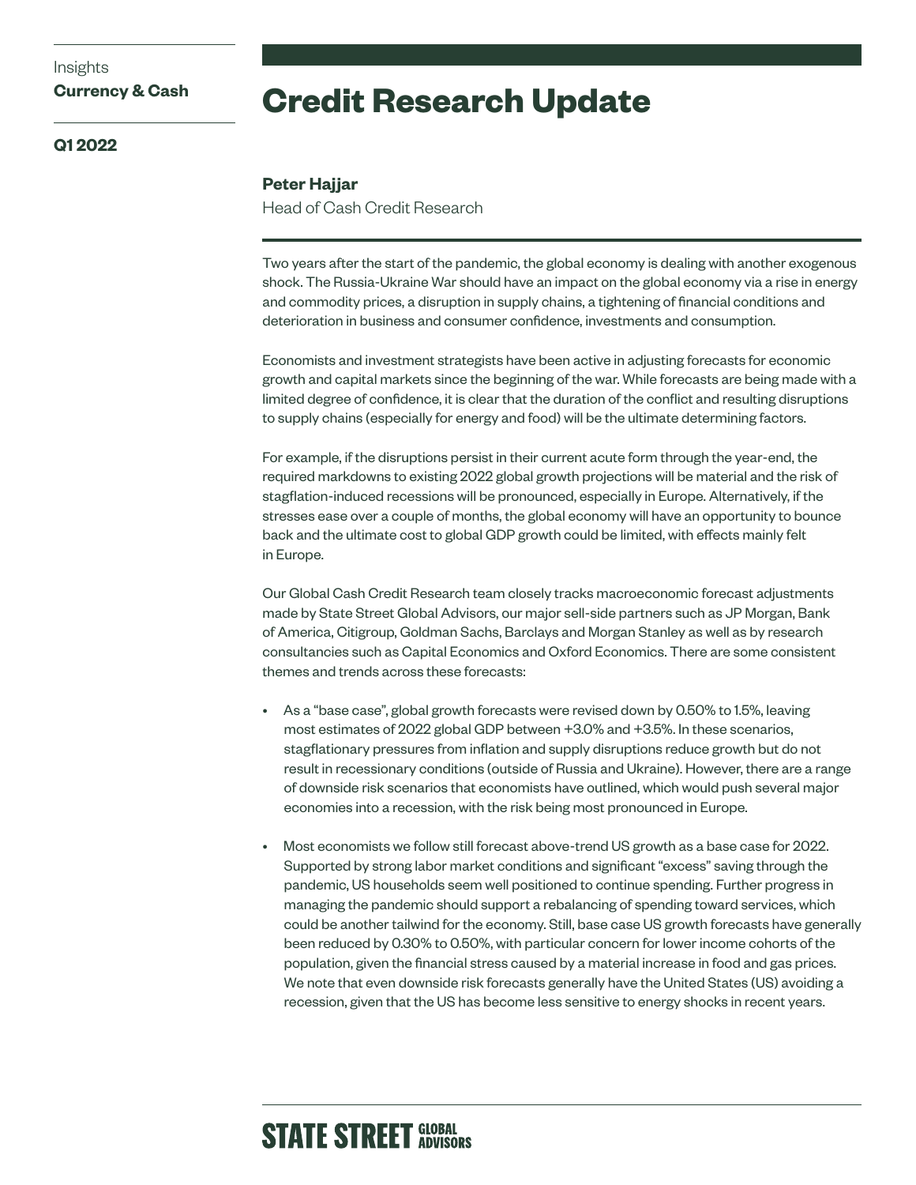Insights
**Currency & Cash**

**Q1 2022**

# Credit Research Update

**Peter Hajjar**
Head of Cash Credit Research

Two years after the start of the pandemic, the global economy is dealing with another exogenous shock. The Russia-Ukraine War should have an impact on the global economy via a rise in energy and commodity prices, a disruption in supply chains, a tightening of financial conditions and deterioration in business and consumer confidence, investments and consumption.

Economists and investment strategists have been active in adjusting forecasts for economic growth and capital markets since the beginning of the war. While forecasts are being made with a limited degree of confidence, it is clear that the duration of the conflict and resulting disruptions to supply chains (especially for energy and food) will be the ultimate determining factors.

For example, if the disruptions persist in their current acute form through the year-end, the required markdowns to existing 2022 global growth projections will be material and the risk of stagflation-induced recessions will be pronounced, especially in Europe. Alternatively, if the stresses ease over a couple of months, the global economy will have an opportunity to bounce back and the ultimate cost to global GDP growth could be limited, with effects mainly felt in Europe.

Our Global Cash Credit Research team closely tracks macroeconomic forecast adjustments made by State Street Global Advisors, our major sell-side partners such as JP Morgan, Bank of America, Citigroup, Goldman Sachs, Barclays and Morgan Stanley as well as by research consultancies such as Capital Economics and Oxford Economics. There are some consistent themes and trends across these forecasts:

- As a "base case", global growth forecasts were revised down by 0.50% to 1.5%, leaving most estimates of 2022 global GDP between +3.0% and +3.5%. In these scenarios, stagflationary pressures from inflation and supply disruptions reduce growth but do not result in recessionary conditions (outside of Russia and Ukraine). However, there are a range of downside risk scenarios that economists have outlined, which would push several major economies into a recession, with the risk being most pronounced in Europe.
- Most economists we follow still forecast above-trend US growth as a base case for 2022. Supported by strong labor market conditions and significant "excess" saving through the pandemic, US households seem well positioned to continue spending. Further progress in managing the pandemic should support a rebalancing of spending toward services, which could be another tailwind for the economy. Still, base case US growth forecasts have generally been reduced by 0.30% to 0.50%, with particular concern for lower income cohorts of the population, given the financial stress caused by a material increase in food and gas prices. We note that even downside risk forecasts generally have the United States (US) avoiding a recession, given that the US has become less sensitive to energy shocks in recent years.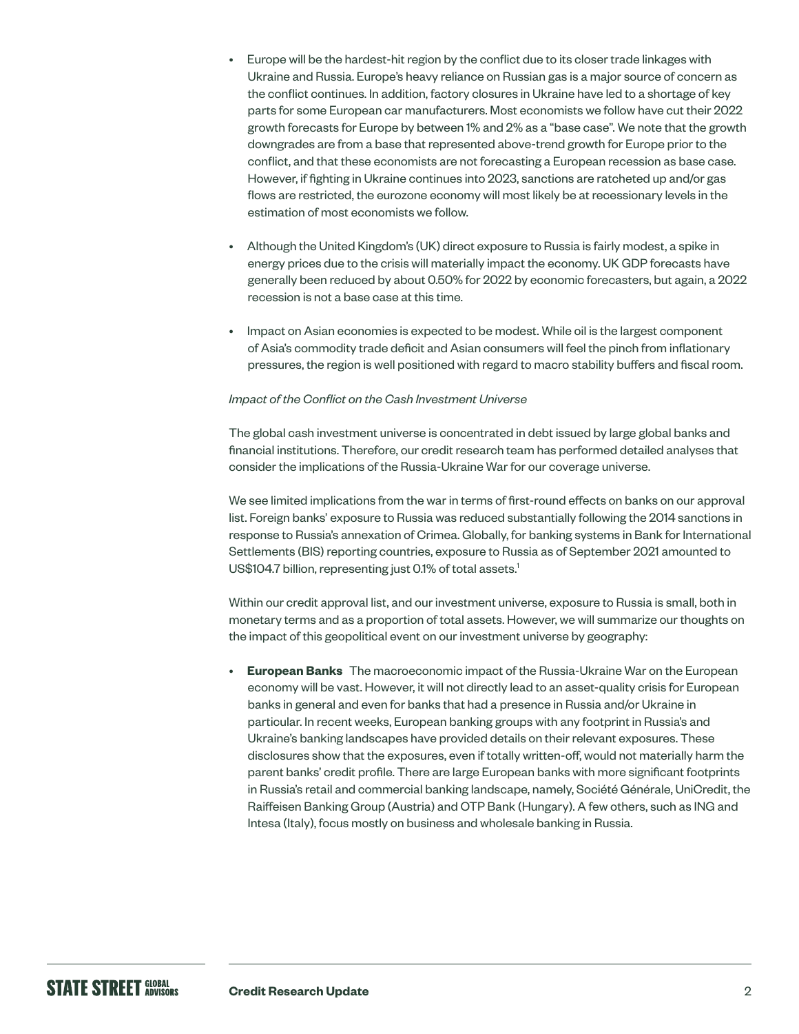- Europe will be the hardest-hit region by the conflict due to its closer trade linkages with Ukraine and Russia. Europe's heavy reliance on Russian gas is a major source of concern as the conflict continues. In addition, factory closures in Ukraine have led to a shortage of key parts for some European car manufacturers. Most economists we follow have cut their 2022 growth forecasts for Europe by between 1% and 2% as a "base case". We note that the growth downgrades are from a base that represented above-trend growth for Europe prior to the conflict, and that these economists are not forecasting a European recession as base case. However, if fighting in Ukraine continues into 2023, sanctions are ratcheted up and/or gas flows are restricted, the eurozone economy will most likely be at recessionary levels in the estimation of most economists we follow.

- Although the United Kingdom's (UK) direct exposure to Russia is fairly modest, a spike in energy prices due to the crisis will materially impact the economy. UK GDP forecasts have generally been reduced by about 0.50% for 2022 by economic forecasters, but again, a 2022 recession is not a base case at this time.

- Impact on Asian economies is expected to be modest. While oil is the largest component of Asia's commodity trade deficit and Asian consumers will feel the pinch from inflationary pressures, the region is well positioned with regard to macro stability buffers and fiscal room.

*Impact of the Conflict on the Cash Investment Universe*

The global cash investment universe is concentrated in debt issued by large global banks and financial institutions. Therefore, our credit research team has performed detailed analyses that consider the implications of the Russia-Ukraine War for our coverage universe.

We see limited implications from the war in terms of first-round effects on banks on our approval list. Foreign banks' exposure to Russia was reduced substantially following the 2014 sanctions in response to Russia's annexation of Crimea. Globally, for banking systems in Bank for International Settlements (BIS) reporting countries, exposure to Russia as of September 2021 amounted to US$104.7 billion, representing just 0.1% of total assets.[1]

Within our credit approval list, and our investment universe, exposure to Russia is small, both in monetary terms and as a proportion of total assets. However, we will summarize our thoughts on the impact of this geopolitical event on our investment universe by geography:

- **European Banks** The macroeconomic impact of the Russia-Ukraine War on the European economy will be vast. However, it will not directly lead to an asset-quality crisis for European banks in general and even for banks that had a presence in Russia and/or Ukraine in particular. In recent weeks, European banking groups with any footprint in Russia's and Ukraine's banking landscapes have provided details on their relevant exposures. These disclosures show that the exposures, even if totally written-off, would not materially harm the parent banks' credit profile. There are large European banks with more significant footprints in Russia's retail and commercial banking landscape, namely, Société Générale, UniCredit, the Raiffeisen Banking Group (Austria) and OTP Bank (Hungary). A few others, such as ING and Intesa (Italy), focus mostly on business and wholesale banking in Russia.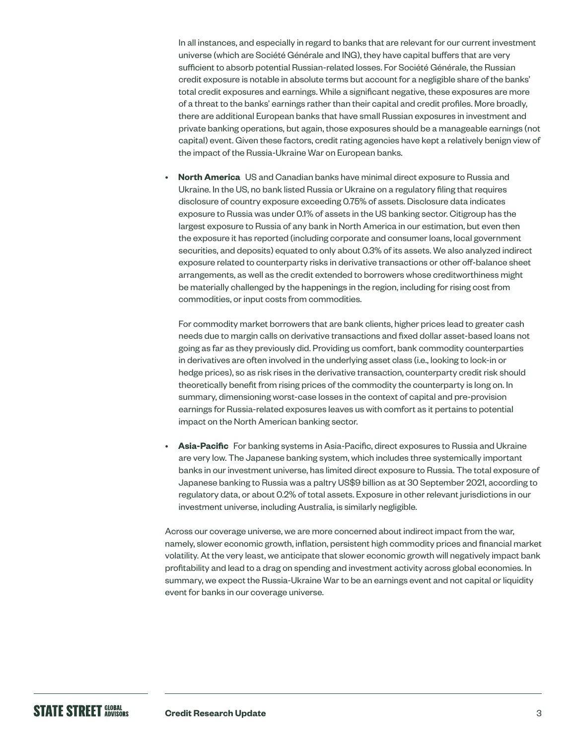In all instances, and especially in regard to banks that are relevant for our current investment universe (which are Société Générale and ING), they have capital buffers that are very sufficient to absorb potential Russian-related losses. For Société Générale, the Russian credit exposure is notable in absolute terms but account for a negligible share of the banks' total credit exposures and earnings. While a significant negative, these exposures are more of a threat to the banks' earnings rather than their capital and credit profiles. More broadly, there are additional European banks that have small Russian exposures in investment and private banking operations, but again, those exposures should be a manageable earnings (not capital) event. Given these factors, credit rating agencies have kept a relatively benign view of the impact of the Russia-Ukraine War on European banks.

- **North America** US and Canadian banks have minimal direct exposure to Russia and Ukraine. In the US, no bank listed Russia or Ukraine on a regulatory filing that requires disclosure of country exposure exceeding 0.75% of assets. Disclosure data indicates exposure to Russia was under 0.1% of assets in the US banking sector. Citigroup has the largest exposure to Russia of any bank in North America in our estimation, but even then the exposure it has reported (including corporate and consumer loans, local government securities, and deposits) equated to only about 0.3% of its assets. We also analyzed indirect exposure related to counterparty risks in derivative transactions or other off-balance sheet arrangements, as well as the credit extended to borrowers whose creditworthiness might be materially challenged by the happenings in the region, including for rising cost from commodities, or input costs from commodities.

  For commodity market borrowers that are bank clients, higher prices lead to greater cash needs due to margin calls on derivative transactions and fixed dollar asset-based loans not going as far as they previously did. Providing us comfort, bank commodity counterparties in derivatives are often involved in the underlying asset class (i.e., looking to lock-in or hedge prices), so as risk rises in the derivative transaction, counterparty credit risk should theoretically benefit from rising prices of the commodity the counterparty is long on. In summary, dimensioning worst-case losses in the context of capital and pre-provision earnings for Russia-related exposures leaves us with comfort as it pertains to potential impact on the North American banking sector.

- **Asia-Pacific** For banking systems in Asia-Pacific, direct exposures to Russia and Ukraine are very low. The Japanese banking system, which includes three systemically important banks in our investment universe, has limited direct exposure to Russia. The total exposure of Japanese banking to Russia was a paltry US$9 billion as at 30 September 2021, according to regulatory data, or about 0.2% of total assets. Exposure in other relevant jurisdictions in our investment universe, including Australia, is similarly negligible.

Across our coverage universe, we are more concerned about indirect impact from the war, namely, slower economic growth, inflation, persistent high commodity prices and financial market volatility. At the very least, we anticipate that slower economic growth will negatively impact bank profitability and lead to a drag on spending and investment activity across global economies. In summary, we expect the Russia-Ukraine War to be an earnings event and not capital or liquidity event for banks in our coverage universe.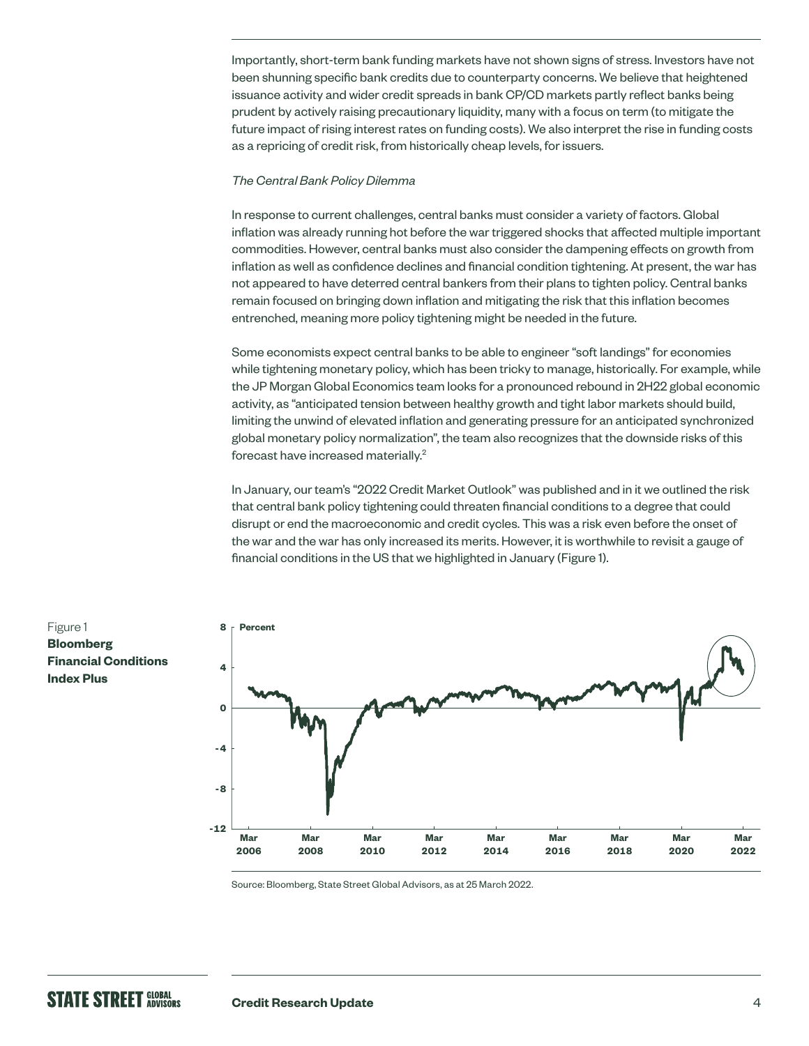Importantly, short-term bank funding markets have not shown signs of stress. Investors have not been shunning specific bank credits due to counterparty concerns. We believe that heightened issuance activity and wider credit spreads in bank CP/CD markets partly reflect banks being prudent by actively raising precautionary liquidity, many with a focus on term (to mitigate the future impact of rising interest rates on funding costs). We also interpret the rise in funding costs as a repricing of credit risk, from historically cheap levels, for issuers.

*The Central Bank Policy Dilemma*

In response to current challenges, central banks must consider a variety of factors. Global inflation was already running hot before the war triggered shocks that affected multiple important commodities. However, central banks must also consider the dampening effects on growth from inflation as well as confidence declines and financial condition tightening. At present, the war has not appeared to have deterred central bankers from their plans to tighten policy. Central banks remain focused on bringing down inflation and mitigating the risk that this inflation becomes entrenched, meaning more policy tightening might be needed in the future.

Some economists expect central banks to be able to engineer "soft landings" for economies while tightening monetary policy, which has been tricky to manage, historically. For example, while the JP Morgan Global Economics team looks for a pronounced rebound in 2H22 global economic activity, as "anticipated tension between healthy growth and tight labor markets should build, limiting the unwind of elevated inflation and generating pressure for an anticipated synchronized global monetary policy normalization", the team also recognizes that the downside risks of this forecast have increased materially.[2]

In January, our team's "2022 Credit Market Outlook" was published and in it we outlined the risk that central bank policy tightening could threaten financial conditions to a degree that could disrupt or end the macroeconomic and credit cycles. This was a risk even before the onset of the war and the war has only increased its merits. However, it is worthwhile to revisit a gauge of financial conditions in the US that we highlighted in January (Figure 1).

Figure 1
**Bloomberg Financial Conditions Index Plus**

Source: Bloomberg, State Street Global Advisors, as at 25 March 2022.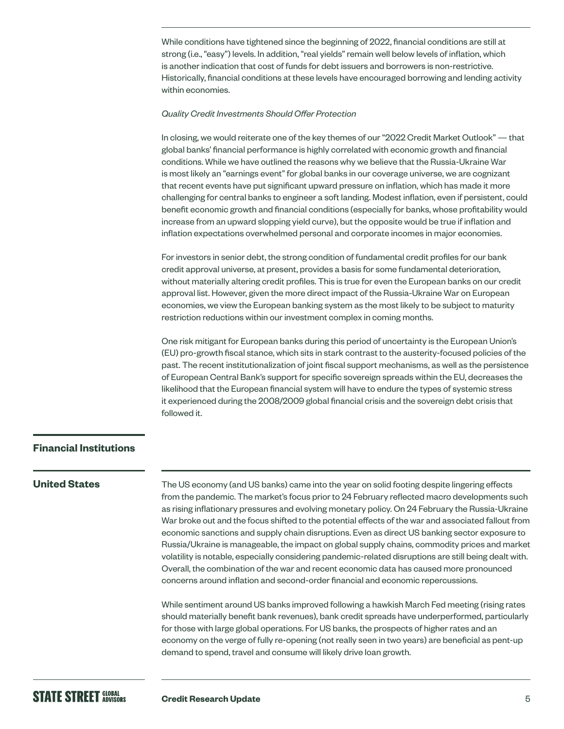While conditions have tightened since the beginning of 2022, financial conditions are still at strong (i.e., "easy") levels. In addition, "real yields" remain well below levels of inflation, which is another indication that cost of funds for debt issuers and borrowers is non-restrictive. Historically, financial conditions at these levels have encouraged borrowing and lending activity within economies.

*Quality Credit Investments Should Offer Protection*

In closing, we would reiterate one of the key themes of our "2022 Credit Market Outlook" — that global banks' financial performance is highly correlated with economic growth and financial conditions. While we have outlined the reasons why we believe that the Russia-Ukraine War is most likely an "earnings event" for global banks in our coverage universe, we are cognizant that recent events have put significant upward pressure on inflation, which has made it more challenging for central banks to engineer a soft landing. Modest inflation, even if persistent, could benefit economic growth and financial conditions (especially for banks, whose profitability would increase from an upward slopping yield curve), but the opposite would be true if inflation and inflation expectations overwhelmed personal and corporate incomes in major economies.

For investors in senior debt, the strong condition of fundamental credit profiles for our bank credit approval universe, at present, provides a basis for some fundamental deterioration, without materially altering credit profiles. This is true for even the European banks on our credit approval list. However, given the more direct impact of the Russia-Ukraine War on European economies, we view the European banking system as the most likely to be subject to maturity restriction reductions within our investment complex in coming months.

One risk mitigant for European banks during this period of uncertainty is the European Union's (EU) pro-growth fiscal stance, which sits in stark contrast to the austerity-focused policies of the past. The recent institutionalization of joint fiscal support mechanisms, as well as the persistence of European Central Bank's support for specific sovereign spreads within the EU, decreases the likelihood that the European financial system will have to endure the types of systemic stress it experienced during the 2008/2009 global financial crisis and the sovereign debt crisis that followed it.

## Financial Institutions

### United States

The US economy (and US banks) came into the year on solid footing despite lingering effects from the pandemic. The market's focus prior to 24 February reflected macro developments such as rising inflationary pressures and evolving monetary policy. On 24 February the Russia-Ukraine War broke out and the focus shifted to the potential effects of the war and associated fallout from economic sanctions and supply chain disruptions. Even as direct US banking sector exposure to Russia/Ukraine is manageable, the impact on global supply chains, commodity prices and market volatility is notable, especially considering pandemic-related disruptions are still being dealt with. Overall, the combination of the war and recent economic data has caused more pronounced concerns around inflation and second-order financial and economic repercussions.

While sentiment around US banks improved following a hawkish March Fed meeting (rising rates should materially benefit bank revenues), bank credit spreads have underperformed, particularly for those with large global operations. For US banks, the prospects of higher rates and an economy on the verge of fully re-opening (not really seen in two years) are beneficial as pent-up demand to spend, travel and consume will likely drive loan growth.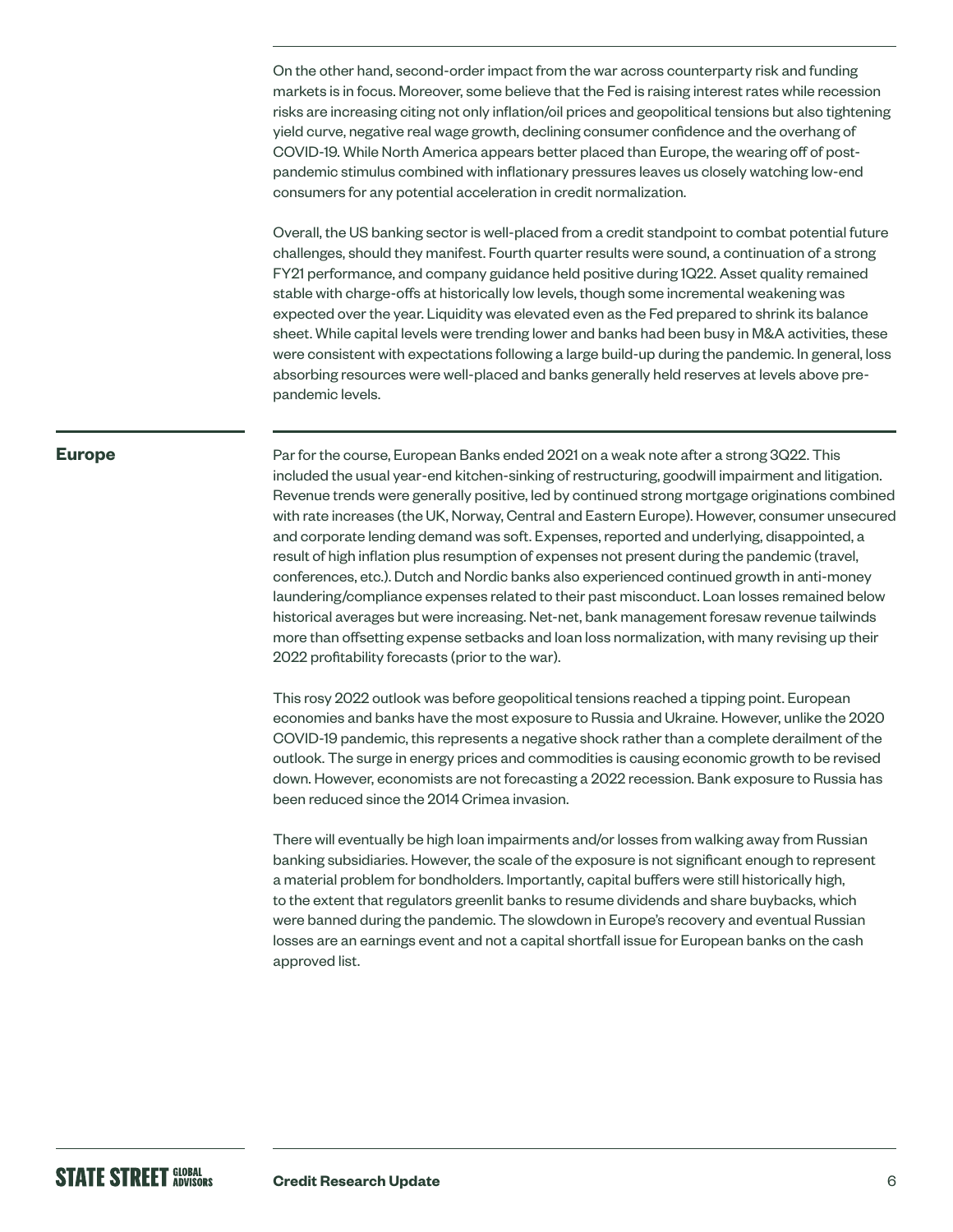On the other hand, second-order impact from the war across counterparty risk and funding markets is in focus. Moreover, some believe that the Fed is raising interest rates while recession risks are increasing citing not only inflation/oil prices and geopolitical tensions but also tightening yield curve, negative real wage growth, declining consumer confidence and the overhang of COVID-19. While North America appears better placed than Europe, the wearing off of post-pandemic stimulus combined with inflationary pressures leaves us closely watching low-end consumers for any potential acceleration in credit normalization.

Overall, the US banking sector is well-placed from a credit standpoint to combat potential future challenges, should they manifest. Fourth quarter results were sound, a continuation of a strong FY21 performance, and company guidance held positive during 1Q22. Asset quality remained stable with charge-offs at historically low levels, though some incremental weakening was expected over the year. Liquidity was elevated even as the Fed prepared to shrink its balance sheet. While capital levels were trending lower and banks had been busy in M&A activities, these were consistent with expectations following a large build-up during the pandemic. In general, loss absorbing resources were well-placed and banks generally held reserves at levels above pre-pandemic levels.

## Europe

Par for the course, European Banks ended 2021 on a weak note after a strong 3Q22. This included the usual year-end kitchen-sinking of restructuring, goodwill impairment and litigation. Revenue trends were generally positive, led by continued strong mortgage originations combined with rate increases (the UK, Norway, Central and Eastern Europe). However, consumer unsecured and corporate lending demand was soft. Expenses, reported and underlying, disappointed, a result of high inflation plus resumption of expenses not present during the pandemic (travel, conferences, etc.). Dutch and Nordic banks also experienced continued growth in anti-money laundering/compliance expenses related to their past misconduct. Loan losses remained below historical averages but were increasing. Net-net, bank management foresaw revenue tailwinds more than offsetting expense setbacks and loan loss normalization, with many revising up their 2022 profitability forecasts (prior to the war).

This rosy 2022 outlook was before geopolitical tensions reached a tipping point. European economies and banks have the most exposure to Russia and Ukraine. However, unlike the 2020 COVID-19 pandemic, this represents a negative shock rather than a complete derailment of the outlook. The surge in energy prices and commodities is causing economic growth to be revised down. However, economists are not forecasting a 2022 recession. Bank exposure to Russia has been reduced since the 2014 Crimea invasion.

There will eventually be high loan impairments and/or losses from walking away from Russian banking subsidiaries. However, the scale of the exposure is not significant enough to represent a material problem for bondholders. Importantly, capital buffers were still historically high, to the extent that regulators greenlit banks to resume dividends and share buybacks, which were banned during the pandemic. The slowdown in Europe's recovery and eventual Russian losses are an earnings event and not a capital shortfall issue for European banks on the cash approved list.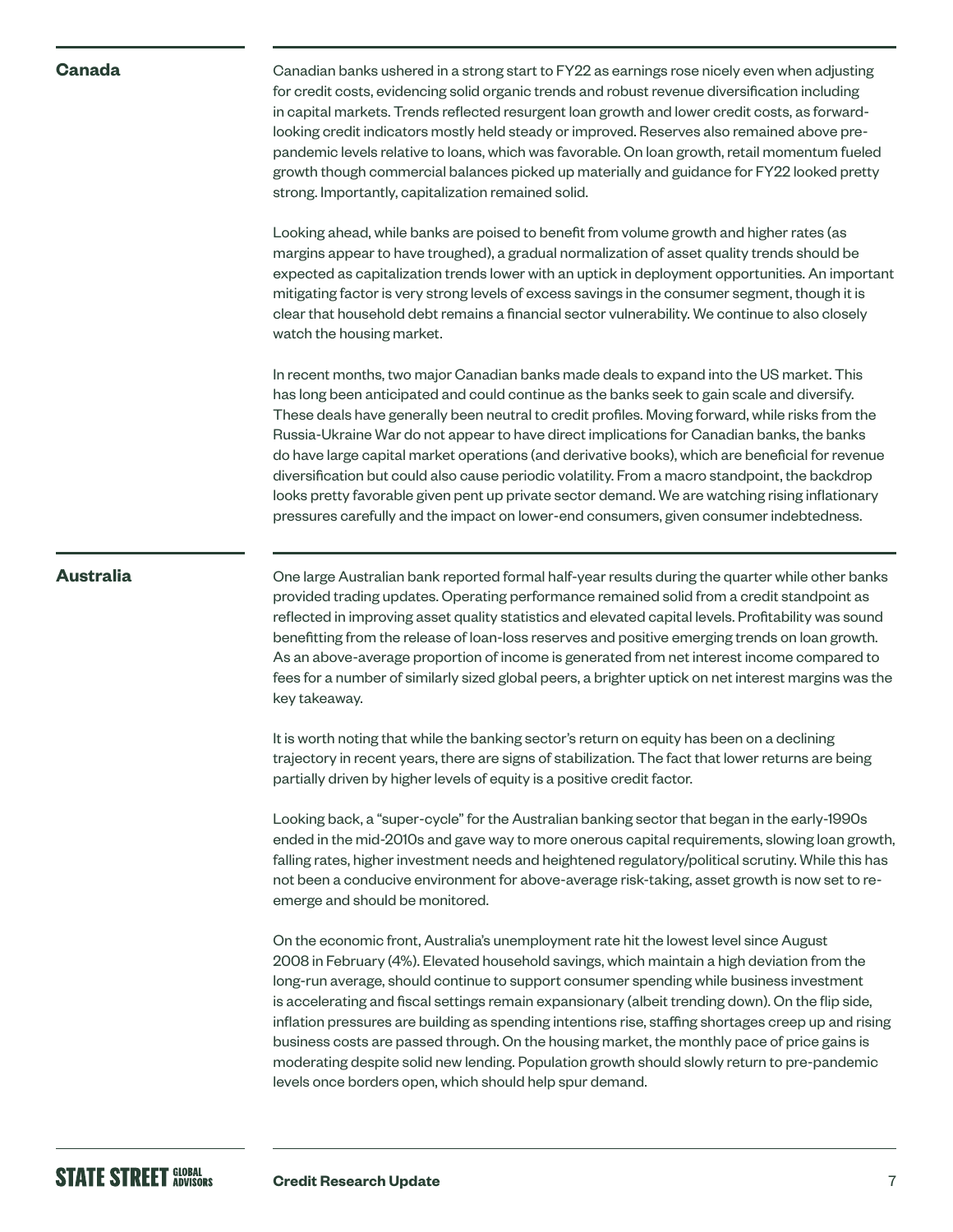## Canada

Canadian banks ushered in a strong start to FY22 as earnings rose nicely even when adjusting for credit costs, evidencing solid organic trends and robust revenue diversification including in capital markets. Trends reflected resurgent loan growth and lower credit costs, as forward-looking credit indicators mostly held steady or improved. Reserves also remained above pre-pandemic levels relative to loans, which was favorable. On loan growth, retail momentum fueled growth though commercial balances picked up materially and guidance for FY22 looked pretty strong. Importantly, capitalization remained solid.

Looking ahead, while banks are poised to benefit from volume growth and higher rates (as margins appear to have troughed), a gradual normalization of asset quality trends should be expected as capitalization trends lower with an uptick in deployment opportunities. An important mitigating factor is very strong levels of excess savings in the consumer segment, though it is clear that household debt remains a financial sector vulnerability. We continue to also closely watch the housing market.

In recent months, two major Canadian banks made deals to expand into the US market. This has long been anticipated and could continue as the banks seek to gain scale and diversify. These deals have generally been neutral to credit profiles. Moving forward, while risks from the Russia-Ukraine War do not appear to have direct implications for Canadian banks, the banks do have large capital market operations (and derivative books), which are beneficial for revenue diversification but could also cause periodic volatility. From a macro standpoint, the backdrop looks pretty favorable given pent up private sector demand. We are watching rising inflationary pressures carefully and the impact on lower-end consumers, given consumer indebtedness.

## Australia

One large Australian bank reported formal half-year results during the quarter while other banks provided trading updates. Operating performance remained solid from a credit standpoint as reflected in improving asset quality statistics and elevated capital levels. Profitability was sound benefitting from the release of loan-loss reserves and positive emerging trends on loan growth. As an above-average proportion of income is generated from net interest income compared to fees for a number of similarly sized global peers, a brighter uptick on net interest margins was the key takeaway.

It is worth noting that while the banking sector's return on equity has been on a declining trajectory in recent years, there are signs of stabilization. The fact that lower returns are being partially driven by higher levels of equity is a positive credit factor.

Looking back, a "super-cycle" for the Australian banking sector that began in the early-1990s ended in the mid-2010s and gave way to more onerous capital requirements, slowing loan growth, falling rates, higher investment needs and heightened regulatory/political scrutiny. While this has not been a conducive environment for above-average risk-taking, asset growth is now set to re-emerge and should be monitored.

On the economic front, Australia's unemployment rate hit the lowest level since August 2008 in February (4%). Elevated household savings, which maintain a high deviation from the long-run average, should continue to support consumer spending while business investment is accelerating and fiscal settings remain expansionary (albeit trending down). On the flip side, inflation pressures are building as spending intentions rise, staffing shortages creep up and rising business costs are passed through. On the housing market, the monthly pace of price gains is moderating despite solid new lending. Population growth should slowly return to pre-pandemic levels once borders open, which should help spur demand.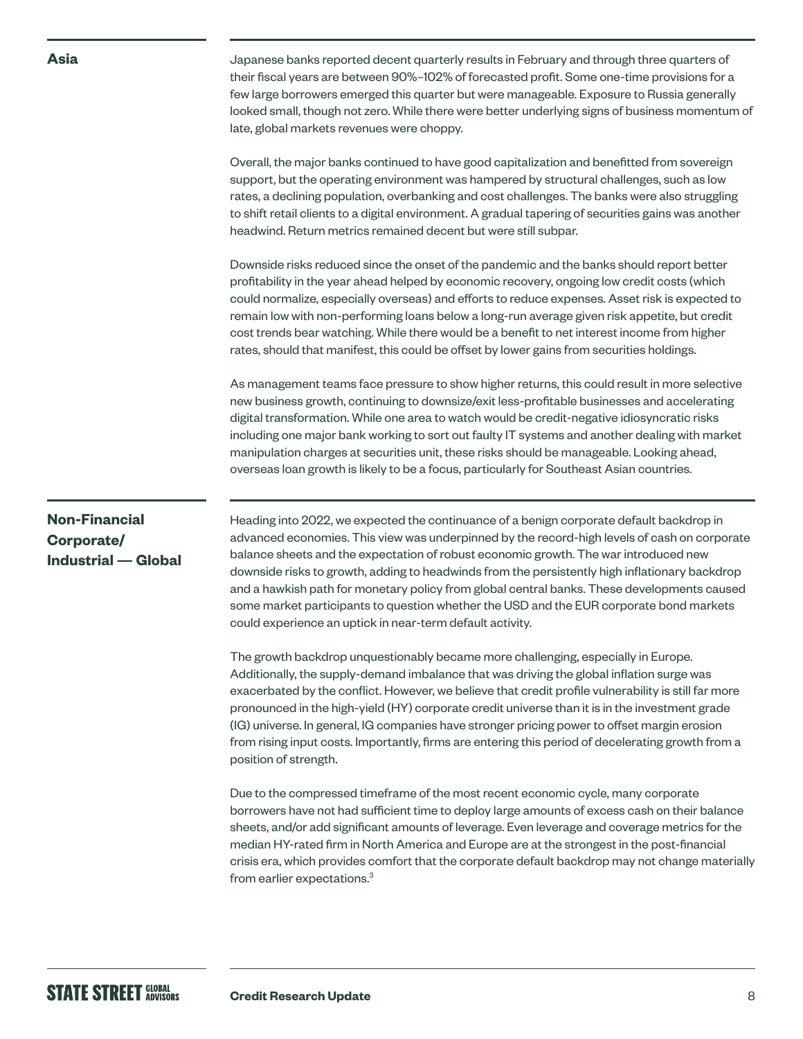## Asia

Japanese banks reported decent quarterly results in February and through three quarters of their fiscal years are between 90%–102% of forecasted profit. Some one-time provisions for a few large borrowers emerged this quarter but were manageable. Exposure to Russia generally looked small, though not zero. While there were better underlying signs of business momentum of late, global markets revenues were choppy.

Overall, the major banks continued to have good capitalization and benefitted from sovereign support, but the operating environment was hampered by structural challenges, such as low rates, a declining population, overbanking and cost challenges. The banks were also struggling to shift retail clients to a digital environment. A gradual tapering of securities gains was another headwind. Return metrics remained decent but were still subpar.

Downside risks reduced since the onset of the pandemic and the banks should report better profitability in the year ahead helped by economic recovery, ongoing low credit costs (which could normalize, especially overseas) and efforts to reduce expenses. Asset risk is expected to remain low with non-performing loans below a long-run average given risk appetite, but credit cost trends bear watching. While there would be a benefit to net interest income from higher rates, should that manifest, this could be offset by lower gains from securities holdings.

As management teams face pressure to show higher returns, this could result in more selective new business growth, continuing to downsize/exit less-profitable businesses and accelerating digital transformation. While one area to watch would be credit-negative idiosyncratic risks including one major bank working to sort out faulty IT systems and another dealing with market manipulation charges at securities unit, these risks should be manageable. Looking ahead, overseas loan growth is likely to be a focus, particularly for Southeast Asian countries.

## Non-Financial Corporate/ Industrial — Global

Heading into 2022, we expected the continuance of a benign corporate default backdrop in advanced economies. This view was underpinned by the record-high levels of cash on corporate balance sheets and the expectation of robust economic growth. The war introduced new downside risks to growth, adding to headwinds from the persistently high inflationary backdrop and a hawkish path for monetary policy from global central banks. These developments caused some market participants to question whether the USD and the EUR corporate bond markets could experience an uptick in near-term default activity.

The growth backdrop unquestionably became more challenging, especially in Europe. Additionally, the supply-demand imbalance that was driving the global inflation surge was exacerbated by the conflict. However, we believe that credit profile vulnerability is still far more pronounced in the high-yield (HY) corporate credit universe than it is in the investment grade (IG) universe. In general, IG companies have stronger pricing power to offset margin erosion from rising input costs. Importantly, firms are entering this period of decelerating growth from a position of strength.

Due to the compressed timeframe of the most recent economic cycle, many corporate borrowers have not had sufficient time to deploy large amounts of excess cash on their balance sheets, and/or add significant amounts of leverage. Even leverage and coverage metrics for the median HY-rated firm in North America and Europe are at the strongest in the post-financial crisis era, which provides comfort that the corporate default backdrop may not change materially from earlier expectations.[3]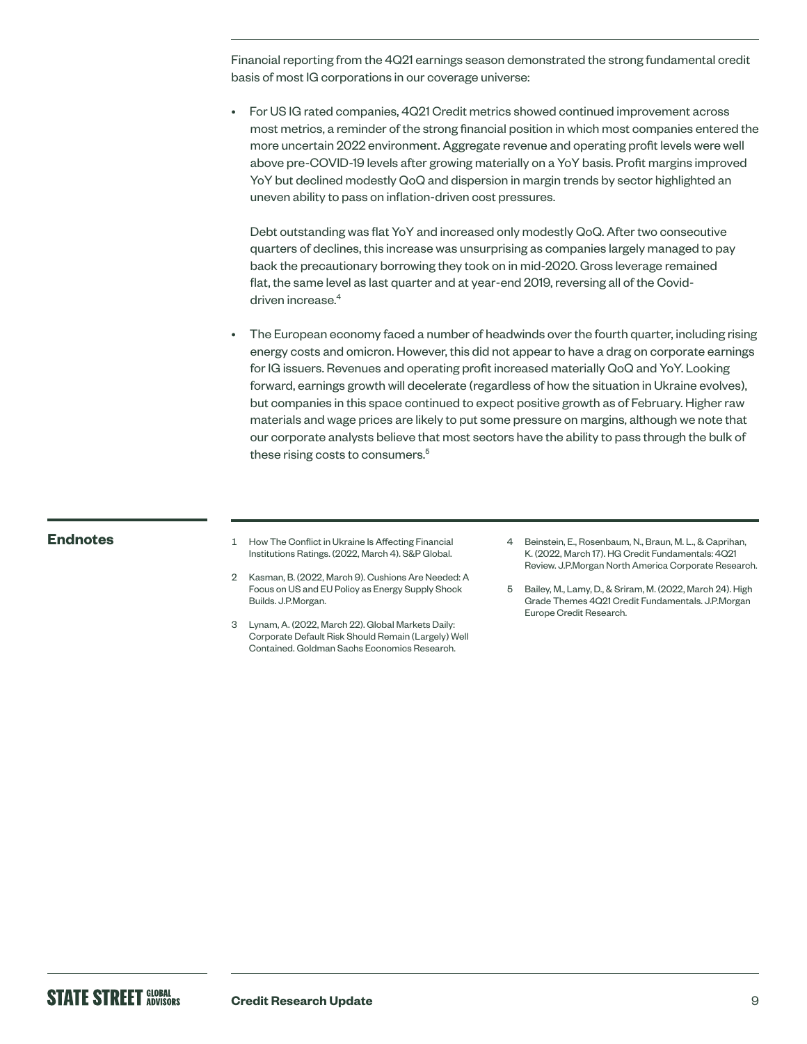Financial reporting from the 4Q21 earnings season demonstrated the strong fundamental credit basis of most IG corporations in our coverage universe:

- For US IG rated companies, 4Q21 Credit metrics showed continued improvement across most metrics, a reminder of the strong financial position in which most companies entered the more uncertain 2022 environment. Aggregate revenue and operating profit levels were well above pre-COVID-19 levels after growing materially on a YoY basis. Profit margins improved YoY but declined modestly QoQ and dispersion in margin trends by sector highlighted an uneven ability to pass on inflation-driven cost pressures.

  Debt outstanding was flat YoY and increased only modestly QoQ. After two consecutive quarters of declines, this increase was unsurprising as companies largely managed to pay back the precautionary borrowing they took on in mid-2020. Gross leverage remained flat, the same level as last quarter and at year-end 2019, reversing all of the Covid-driven increase.[4]

- The European economy faced a number of headwinds over the fourth quarter, including rising energy costs and omicron. However, this did not appear to have a drag on corporate earnings for IG issuers. Revenues and operating profit increased materially QoQ and YoY. Looking forward, earnings growth will decelerate (regardless of how the situation in Ukraine evolves), but companies in this space continued to expect positive growth as of February. Higher raw materials and wage prices are likely to put some pressure on margins, although we note that our corporate analysts believe that most sectors have the ability to pass through the bulk of these rising costs to consumers.[5]

## Endnotes

1. How The Conflict in Ukraine Is Affecting Financial Institutions Ratings. (2022, March 4). S&P Global.
2. Kasman, B. (2022, March 9). Cushions Are Needed: A Focus on US and EU Policy as Energy Supply Shock Builds. J.P.Morgan.
3. Lynam, A. (2022, March 22). Global Markets Daily: Corporate Default Risk Should Remain (Largely) Well Contained. Goldman Sachs Economics Research.
4. Beinstein, E., Rosenbaum, N., Braun, M. L., & Caprihan, K. (2022, March 17). HG Credit Fundamentals: 4Q21 Review. J.P.Morgan North America Corporate Research.
5. Bailey, M., Lamy, D., & Sriram, M. (2022, March 24). High Grade Themes 4Q21 Credit Fundamentals. J.P.Morgan Europe Credit Research.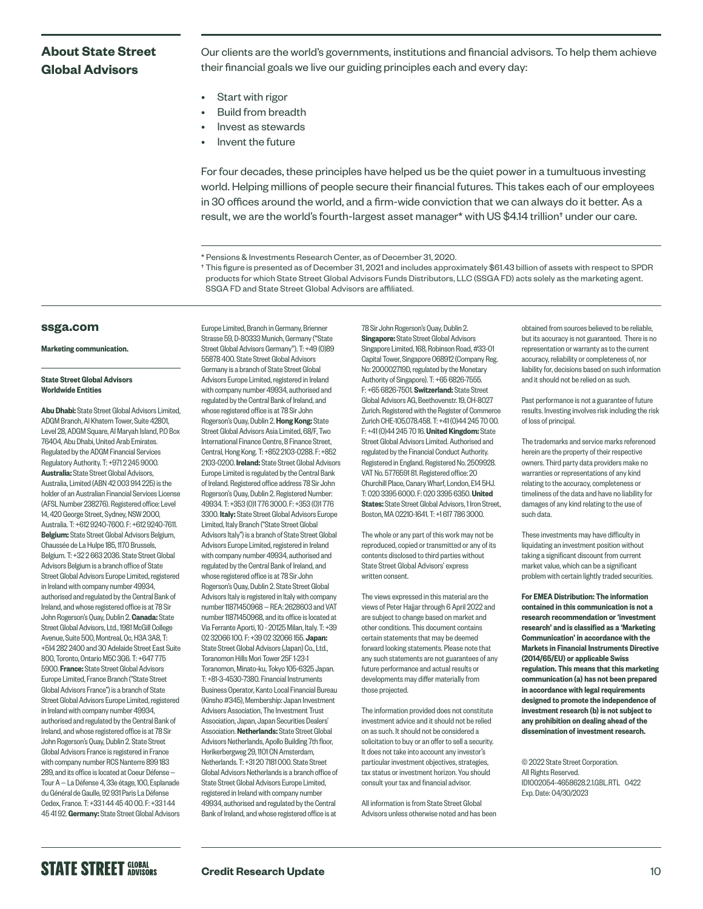## About State Street Global Advisors

Our clients are the world's governments, institutions and financial advisors. To help them achieve their financial goals we live our guiding principles each and every day:

- Start with rigor
- Build from breadth
- Invest as stewards
- Invent the future

For four decades, these principles have helped us be the quiet power in a tumultuous investing world. Helping millions of people secure their financial futures. This takes each of our employees in 30 offices around the world, and a firm-wide conviction that we can always do it better. As a result, we are the world's fourth-largest asset manager* with US $4.14 trillion† under our care.

\* Pensions & Investments Research Center, as of December 31, 2020.

† This figure is presented as of December 31, 2021 and includes approximately $61.43 billion of assets with respect to SPDR products for which State Street Global Advisors Funds Distributors, LLC (SSGA FD) acts solely as the marketing agent. SSGA FD and State Street Global Advisors are affiliated.

### ssga.com

**Marketing communication.**

**State Street Global Advisors Worldwide Entities**

**Abu Dhabi:** State Street Global Advisors Limited, ADGM Branch, Al Khatem Tower, Suite 42801, Level 28, ADGM Square, Al Maryah Island, P.O Box 76404, Abu Dhabi, United Arab Emirates. Regulated by the ADGM Financial Services Regulatory Authority. T: +971 2 245 9000. **Australia:** State Street Global Advisors, Australia, Limited (ABN 42 003 914 225) is the holder of an Australian Financial Services License (AFSL Number 238276). Registered office: Level 14, 420 George Street, Sydney, NSW 2000, Australia. T: +612 9240-7600. F: +612 9240-7611. **Belgium:** State Street Global Advisors Belgium, Chaussée de La Hulpe 185, 1170 Brussels, Belgium. T: +32 2 663 2036. State Street Global Advisors Belgium is a branch office of State Street Global Advisors Europe Limited, registered in Ireland with company number 49934, authorised and regulated by the Central Bank of Ireland, and whose registered office is at 78 Sir John Rogerson's Quay, Dublin 2. **Canada:** State Street Global Advisors, Ltd., 1981 McGill College Avenue, Suite 500, Montreal, Qc, H3A 3A8, T: +514 282 2400 and 30 Adelaide Street East Suite 800, Toronto, Ontario M5C 3G6. T: +647 775 5900. **France:** State Street Global Advisors Europe Limited, France Branch ("State Street Global Advisors France") is a branch of State Street Global Advisors Europe Limited, registered in Ireland with company number 49934, authorised and regulated by the Central Bank of Ireland, and whose registered office is at 78 Sir John Rogerson's Quay, Dublin 2. State Street Global Advisors France is registered in France with company number RCS Nanterre 899 183 289, and its office is located at Coeur Défense — Tour A — La Défense 4, 33e étage, 100, Esplanade du Général de Gaulle, 92 931 Paris La Défense Cedex, France. T: +33 1 44 45 40 00. F: +33 1 44 45 41 92. **Germany:** State Street Global Advisors Europe Limited, Branch in Germany, Brienner Strasse 59, D-80333 Munich, Germany ("State Street Global Advisors Germany"). T: +49 (0)89 55878 400. State Street Global Advisors Germany is a branch of State Street Global Advisors Europe Limited, registered in Ireland with company number 49934, authorised and regulated by the Central Bank of Ireland, and whose registered office is at 78 Sir John Rogerson's Quay, Dublin 2. **Hong Kong:** State Street Global Advisors Asia Limited, 68/F, Two International Finance Centre, 8 Finance Street, Central, Hong Kong. T: +852 2103-0288. F: +852 2103-0200. **Ireland:** State Street Global Advisors Europe Limited is regulated by the Central Bank of Ireland. Registered office address 78 Sir John Rogerson's Quay, Dublin 2. Registered Number: 49934. T: +353 (0)1 776 3000. F: +353 (0)1 776 3300. **Italy:** State Street Global Advisors Europe Limited, Italy Branch ("State Street Global Advisors Italy") is a branch of State Street Global Advisors Europe Limited, registered in Ireland with company number 49934, authorised and regulated by the Central Bank of Ireland, and whose registered office is at 78 Sir John Rogerson's Quay, Dublin 2. State Street Global Advisors Italy is registered in Italy with company number 11871450968 — REA: 2628603 and VAT number 11871450968, and its office is located at Via Ferrante Aporti, 10 - 20125 Milan, Italy. T: +39 02 32066 100. F: +39 02 32066 155. **Japan:** State Street Global Advisors (Japan) Co., Ltd., Toranomon Hills Mori Tower 25F 1-23-1 Toranomon, Minato-ku, Tokyo 105-6325 Japan. T: +81-3-4530-7380. Financial Instruments Business Operator, Kanto Local Financial Bureau (Kinsho #345), Membership: Japan Investment Advisers Association, The Investment Trust Association, Japan, Japan Securities Dealers' Association. **Netherlands:** State Street Global Advisors Netherlands, Apollo Building 7th floor, Herikerbergweg 29, 1101 CN Amsterdam, Netherlands. T: +31 20 7181 000. State Street Global Advisors Netherlands is a branch office of State Street Global Advisors Europe Limited, registered in Ireland with company number 49934, authorised and regulated by the Central Bank of Ireland, and whose registered office is at 78 Sir John Rogerson's Quay, Dublin 2. **Singapore:** State Street Global Advisors Singapore Limited, 168, Robinson Road, #33-01 Capital Tower, Singapore 068912 (Company Reg. No: 200002719D, regulated by the Monetary Authority of Singapore). T: +65 6826-7555. F: +65 6826-7501. **Switzerland:** State Street Global Advisors AG, Beethovenstr. 19, CH-8027 Zurich. Registered with the Register of Commerce Zurich CHE-105.078.458. T: +41 (0)44 245 70 00. F: +41 (0)44 245 70 16. **United Kingdom:** State Street Global Advisors Limited. Authorised and regulated by the Financial Conduct Authority. Registered in England. Registered No. 2509928. VAT No. 5776591 81. Registered office: 20 Churchill Place, Canary Wharf, London, E14 5HJ. T: 020 3395 6000. F: 020 3395 6350. **United States:** State Street Global Advisors, 1 Iron Street, Boston, MA 02210-1641. T: +1 617 786 3000.

The whole or any part of this work may not be reproduced, copied or transmitted or any of its contents disclosed to third parties without State Street Global Advisors' express written consent.

The views expressed in this material are the views of Peter Hajjar through 6 April 2022 and are subject to change based on market and other conditions. This document contains certain statements that may be deemed forward looking statements. Please note that any such statements are not guarantees of any future performance and actual results or developments may differ materially from those projected.

The information provided does not constitute investment advice and it should not be relied on as such. It should not be considered a solicitation to buy or an offer to sell a security. It does not take into account any investor's particular investment objectives, strategies, tax status or investment horizon. You should consult your tax and financial advisor.

All information is from State Street Global Advisors unless otherwise noted and has been obtained from sources believed to be reliable, but its accuracy is not guaranteed. There is no representation or warranty as to the current accuracy, reliability or completeness of, nor liability for, decisions based on such information and it should not be relied on as such.

Past performance is not a guarantee of future results. Investing involves risk including the risk of loss of principal.

The trademarks and service marks referenced herein are the property of their respective owners. Third party data providers make no warranties or representations of any kind relating to the accuracy, completeness or timeliness of the data and have no liability for damages of any kind relating to the use of such data.

These investments may have difficulty in liquidating an investment position without taking a significant discount from current market value, which can be a significant problem with certain lightly traded securities.

**For EMEA Distribution: The information contained in this communication is not a research recommendation or 'investment research' and is classified as a 'Marketing Communication' in accordance with the Markets in Financial Instruments Directive (2014/65/EU) or applicable Swiss regulation. This means that this marketing communication (a) has not been prepared in accordance with legal requirements designed to promote the independence of investment research (b) is not subject to any prohibition on dealing ahead of the dissemination of investment research.**

© 2022 State Street Corporation.
All Rights Reserved.
ID1002054-4658628.2.1.GBL.RTL 0422
Exp. Date: 04/30/2023